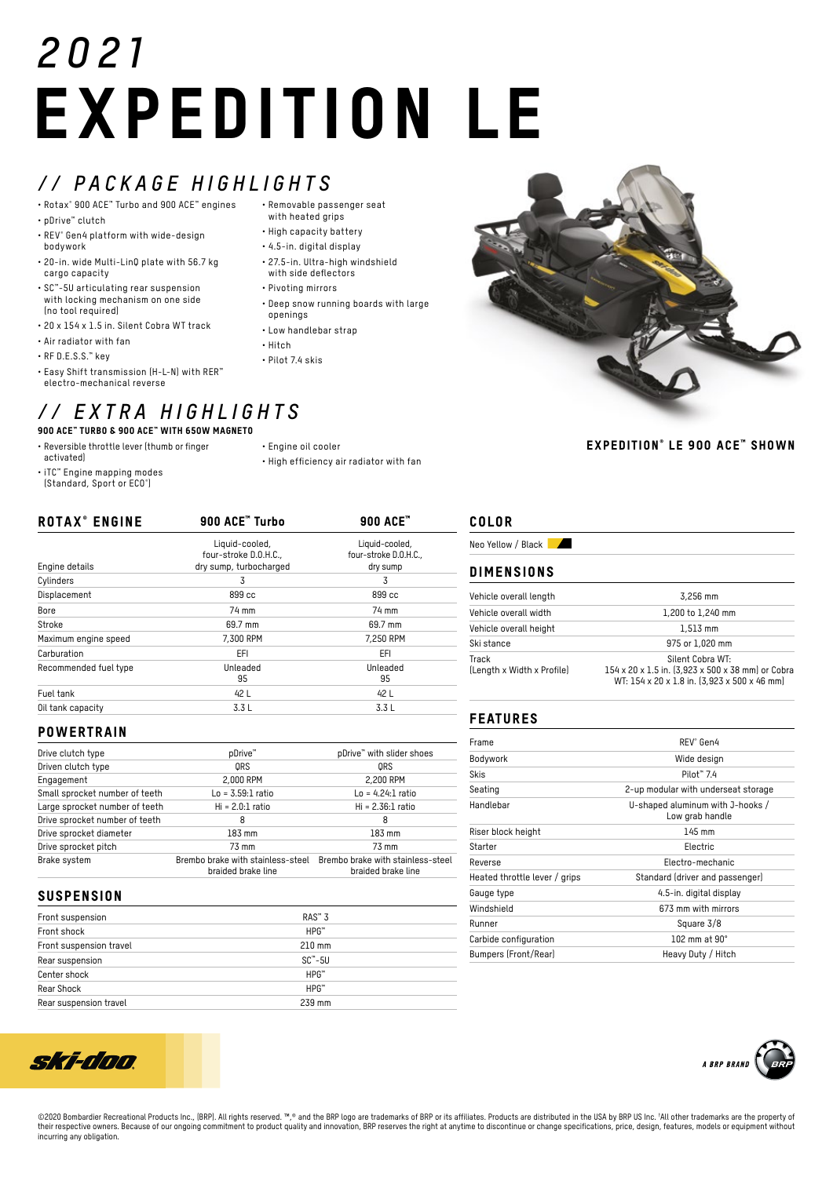# 2021 EXPEDITION LE

## // PACKAGE HIGHLIGHTS

- Rotax® 900 ACE™ Turbo and 900 ACE™ engines
- pDrive™ clutch
- REV® Gen4 platform with wide-design bodywork
- 20-in. wide Multi-LinQ plate with 56.7 kg cargo capacity
- SC™-5U articulating rear suspension with locking mechanism on one side (no tool required)
- 20 x 154 x 1.5 in. Silent Cobra WT track
- Air radiator with fan
- RF D.E.S.S.™ key
- Easy Shift transmission (H-L-N) with RER™ electro-mechanical reverse
- Removable passenger seat with heated grips
- High capacity battery
- 4.5-in. digital display
- 27.5-in. Ultra-high windshield with side deflectors
- Pivoting mirrors
- Deep snow running boards with large openings
- Low handlebar strap
- Hitch
- Pilot 7.4 skis

## // EXTRA HIGHLIGHTS

**900 ACE™ TURBO & 900 ACE™ WITH 650W MAGNETO**

- Reversible throttle lever (thumb or finger activated)
- iTC™ Engine mapping modes (Standard, Sport or ECO®)
- Engine oil cooler
- High efficiency air radiator with fan

**EXPEDITION® LE 900 ACE™ SHOWN**

## ROTAX® ENGINE

| ROTAX® ENGINE | 900 ACE™ Turbo | 900 ACE™ |
|---|---|---|
| Engine details | Liquid-cooled, four-stroke D.O.H.C., dry sump, turbocharged | Liquid-cooled, four-stroke D.O.H.C., dry sump |
| Cylinders | 3 | 3 |
| Displacement | 899 cc | 899 cc |
| Bore | 74 mm | 74 mm |
| Stroke | 69.7 mm | 69.7 mm |
| Maximum engine speed | 7,300 RPM | 7,250 RPM |
| Carburation | EFI | EFI |
| Recommended fuel type | Unleaded 95 | Unleaded 95 |
| Fuel tank | 42 L | 42 L |
| Oil tank capacity | 3.3 L | 3.3 L |

## POWERTRAIN

| | | |
|---|---|---|
| Drive clutch type | pDrive™ | pDrive™ with slider shoes |
| Driven clutch type | QRS | QRS |
| Engagement | 2,000 RPM | 2,200 RPM |
| Small sprocket number of teeth | Lo = 3.59:1 ratio | Lo = 4.24:1 ratio |
| Large sprocket number of teeth | Hi = 2.0:1 ratio | Hi = 2.36:1 ratio |
| Drive sprocket number of teeth | 8 | 8 |
| Drive sprocket diameter | 183 mm | 183 mm |
| Drive sprocket pitch | 73 mm | 73 mm |
| Brake system | Brembo brake with stainless-steel braided brake line | Brembo brake with stainless-steel braided brake line |

## SUSPENSION

| | |
|---|---|
| Front suspension | RAS™ 3 |
| Front shock | HPG™ |
| Front suspension travel | 210 mm |
| Rear suspension | SC™-5U |
| Center shock | HPG™ |
| Rear Shock | HPG™ |
| Rear suspension travel | 239 mm |

## COLOR

Neo Yellow / Black

## DIMENSIONS

| | |
|---|---|
| Vehicle overall length | 3,256 mm |
| Vehicle overall width | 1,200 to 1,240 mm |
| Vehicle overall height | 1,513 mm |
| Ski stance | 975 or 1,020 mm |
| Track (Length x Width x Profile) | Silent Cobra WT: 154 x 20 x 1.5 in. (3,923 x 500 x 38 mm) or Cobra WT: 154 x 20 x 1.8 in. (3,923 x 500 x 46 mm) |

## FEATURES

| | |
|---|---|
| Frame | REV® Gen4 |
| Bodywork | Wide design |
| Skis | Pilot™ 7.4 |
| Seating | 2-up modular with underseat storage |
| Handlebar | U-shaped aluminum with J-hooks / Low grab handle |
| Riser block height | 145 mm |
| Starter | Electric |
| Reverse | Electro-mechanic |
| Heated throttle lever / grips | Standard (driver and passenger) |
| Gauge type | 4.5-in. digital display |
| Windshield | 673 mm with mirrors |
| Runner | Square 3/8 |
| Carbide configuration | 102 mm at 90° |
| Bumpers (Front/Rear) | Heavy Duty / Hitch |

ski-doo

A BRP BRAND

©2020 Bombardier Recreational Products Inc., (BRP). All rights reserved. ™,® and the BRP logo are trademarks of BRP or its affiliates. Products are distributed in the USA by BRP US Inc. †All other trademarks are the property of their respective owners. Because of our ongoing commitment to product quality and innovation, BRP reserves the right at anytime to discontinue or change specifications, price, design, features, models or equipment without incurring any obligation.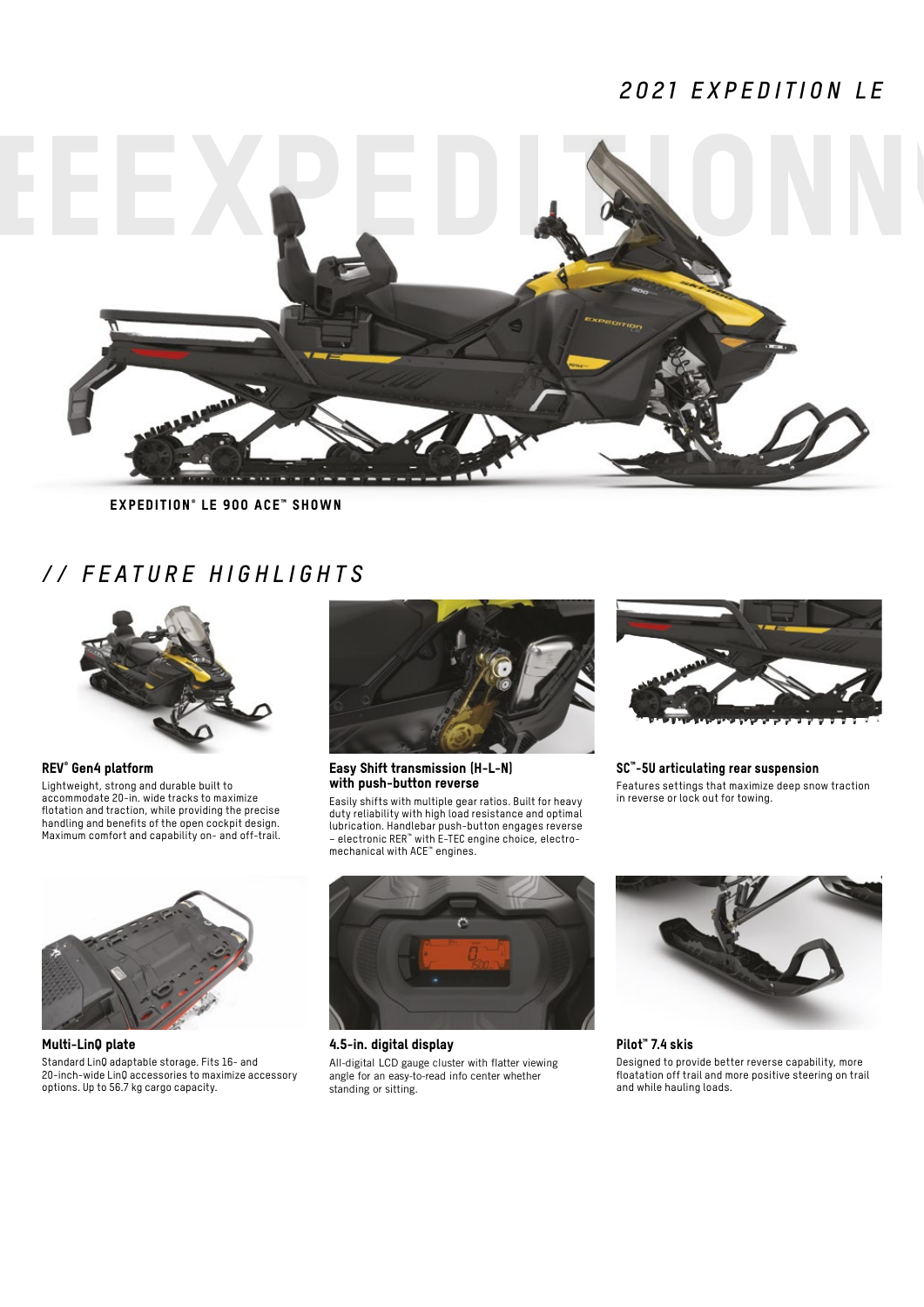# 2021 EXPEDITION LE

EXPEDITION® LE 900 ACE™ SHOWN

## // FEATURE HIGHLIGHTS

**REV® Gen4 platform**

Lightweight, strong and durable built to accommodate 20-in. wide tracks to maximize flotation and traction, while providing the precise handling and benefits of the open cockpit design. Maximum comfort and capability on- and off-trail.

**Easy Shift transmission (H-L-N) with push-button reverse**

Easily shifts with multiple gear ratios. Built for heavy duty reliability with high load resistance and optimal lubrication. Handlebar push-button engages reverse – electronic RER™ with E-TEC engine choice, electro-mechanical with ACE™ engines.

**SC™-5U articulating rear suspension**

Features settings that maximize deep snow traction in reverse or lock out for towing.

**Multi-LinQ plate**

Standard LinQ adaptable storage. Fits 16- and 20-inch-wide LinQ accessories to maximize accessory options. Up to 56.7 kg cargo capacity.

**4.5-in. digital display**

All-digital LCD gauge cluster with flatter viewing angle for an easy-to-read info center whether standing or sitting.

**Pilot™ 7.4 skis**

Designed to provide better reverse capability, more floatation off trail and more positive steering on trail and while hauling loads.